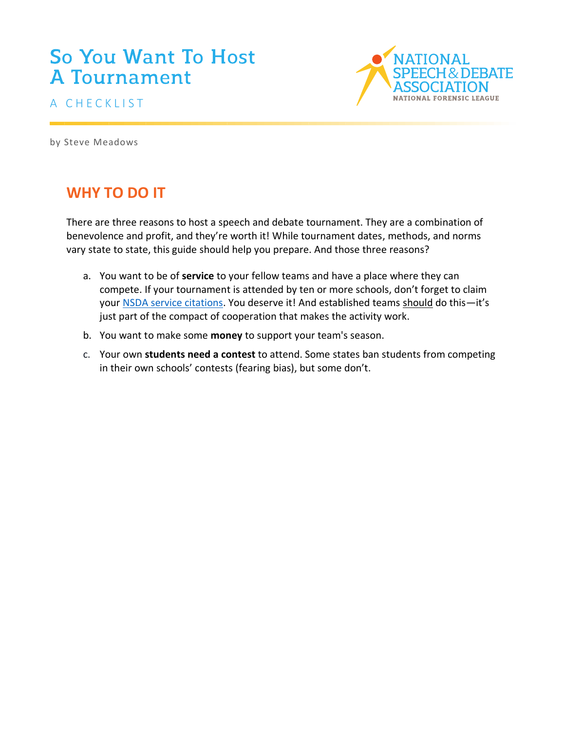# So You Want To Host A Tournament

A CHECKLIST

NATIONAL SPEECH & DEBATE ASSOCIATION
NATIONAL FORENSIC LEAGUE

by Steve Meadows

## WHY TO DO IT

There are three reasons to host a speech and debate tournament. They are a combination of benevolence and profit, and they're worth it! While tournament dates, methods, and norms vary state to state, this guide should help you prepare. And those three reasons?

a. You want to be of **service** to your fellow teams and have a place where they can compete. If your tournament is attended by ten or more schools, don't forget to claim your NSDA service citations. You deserve it! And established teams <u>should</u> do this—it's just part of the compact of cooperation that makes the activity work.

b. You want to make some **money** to support your team's season.

c. Your own **students need a contest** to attend. Some states ban students from competing in their own schools' contests (fearing bias), but some don't.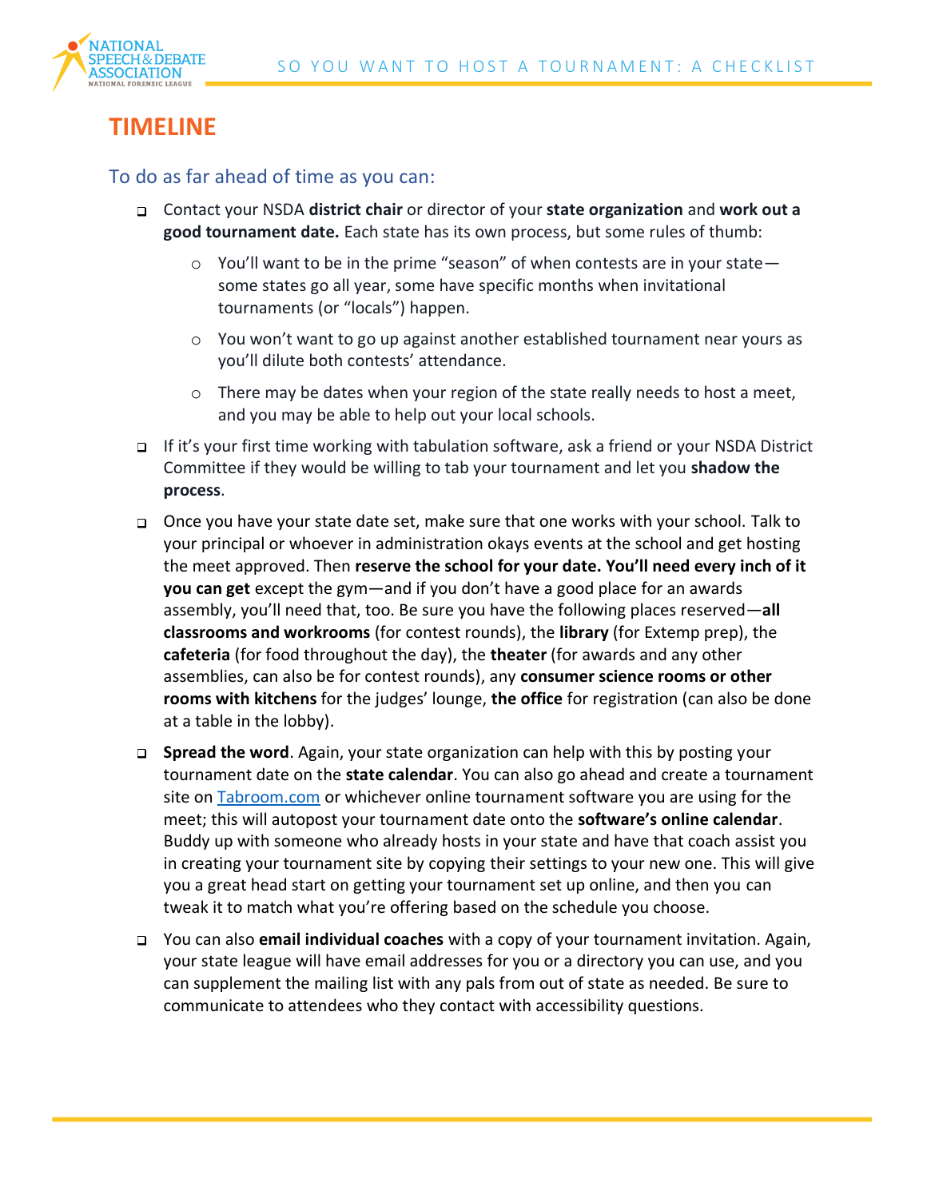# TIMELINE

## To do as far ahead of time as you can:

- Contact your NSDA **district chair** or director of your **state organization** and **work out a good tournament date.** Each state has its own process, but some rules of thumb:
    - You'll want to be in the prime "season" of when contests are in your state—some states go all year, some have specific months when invitational tournaments (or "locals") happen.
    - You won't want to go up against another established tournament near yours as you'll dilute both contests' attendance.
    - There may be dates when your region of the state really needs to host a meet, and you may be able to help out your local schools.
- If it's your first time working with tabulation software, ask a friend or your NSDA District Committee if they would be willing to tab your tournament and let you **shadow the process**.
- Once you have your state date set, make sure that one works with your school. Talk to your principal or whoever in administration okays events at the school and get hosting the meet approved. Then **reserve the school for your date. You'll need every inch of it you can get** except the gym—and if you don't have a good place for an awards assembly, you'll need that, too. Be sure you have the following places reserved—**all classrooms and workrooms** (for contest rounds), the **library** (for Extemp prep), the **cafeteria** (for food throughout the day), the **theater** (for awards and any other assemblies, can also be for contest rounds), any **consumer science rooms or other rooms with kitchens** for the judges' lounge, **the office** for registration (can also be done at a table in the lobby).
- **Spread the word**. Again, your state organization can help with this by posting your tournament date on the **state calendar**. You can also go ahead and create a tournament site on [Tabroom.com](Tabroom.com) or whichever online tournament software you are using for the meet; this will autopost your tournament date onto the **software's online calendar**. Buddy up with someone who already hosts in your state and have that coach assist you in creating your tournament site by copying their settings to your new one. This will give you a great head start on getting your tournament set up online, and then you can tweak it to match what you're offering based on the schedule you choose.
- You can also **email individual coaches** with a copy of your tournament invitation. Again, your state league will have email addresses for you or a directory you can use, and you can supplement the mailing list with any pals from out of state as needed. Be sure to communicate to attendees who they contact with accessibility questions.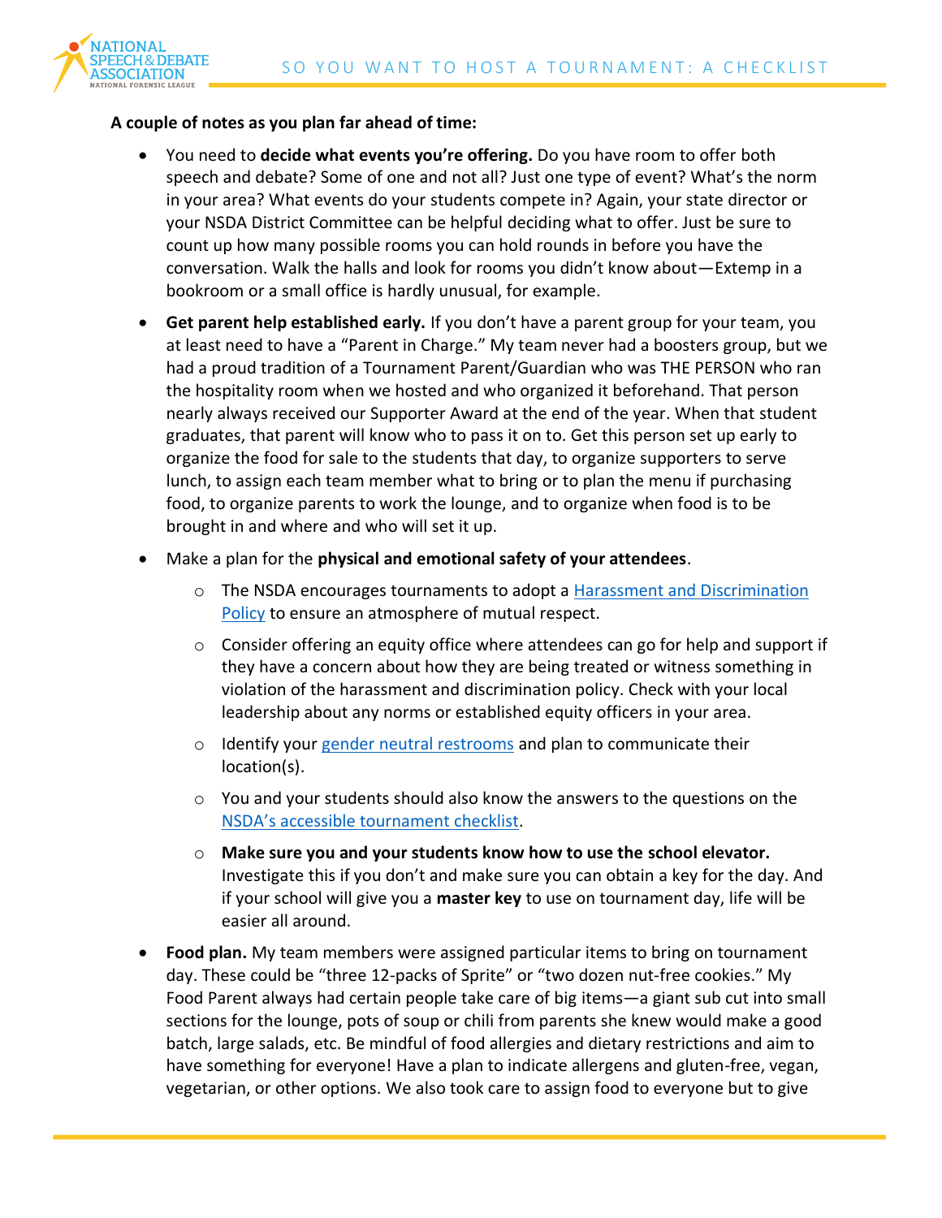**A couple of notes as you plan far ahead of time:**

- You need to **decide what events you're offering.** Do you have room to offer both speech and debate? Some of one and not all? Just one type of event? What's the norm in your area? What events do your students compete in? Again, your state director or your NSDA District Committee can be helpful deciding what to offer. Just be sure to count up how many possible rooms you can hold rounds in before you have the conversation. Walk the halls and look for rooms you didn't know about—Extemp in a bookroom or a small office is hardly unusual, for example.
- **Get parent help established early.** If you don't have a parent group for your team, you at least need to have a "Parent in Charge." My team never had a boosters group, but we had a proud tradition of a Tournament Parent/Guardian who was THE PERSON who ran the hospitality room when we hosted and who organized it beforehand. That person nearly always received our Supporter Award at the end of the year. When that student graduates, that parent will know who to pass it on to. Get this person set up early to organize the food for sale to the students that day, to organize supporters to serve lunch, to assign each team member what to bring or to plan the menu if purchasing food, to organize parents to work the lounge, and to organize when food is to be brought in and where and who will set it up.
- Make a plan for the **physical and emotional safety of your attendees**.
  - The NSDA encourages tournaments to adopt a Harassment and Discrimination Policy to ensure an atmosphere of mutual respect.
  - Consider offering an equity office where attendees can go for help and support if they have a concern about how they are being treated or witness something in violation of the harassment and discrimination policy. Check with your local leadership about any norms or established equity officers in your area.
  - Identify your gender neutral restrooms and plan to communicate their location(s).
  - You and your students should also know the answers to the questions on the NSDA's accessible tournament checklist.
  - **Make sure you and your students know how to use the school elevator.** Investigate this if you don't and make sure you can obtain a key for the day. And if your school will give you a **master key** to use on tournament day, life will be easier all around.
- **Food plan.** My team members were assigned particular items to bring on tournament day. These could be "three 12-packs of Sprite" or "two dozen nut-free cookies." My Food Parent always had certain people take care of big items—a giant sub cut into small sections for the lounge, pots of soup or chili from parents she knew would make a good batch, large salads, etc. Be mindful of food allergies and dietary restrictions and aim to have something for everyone! Have a plan to indicate allergens and gluten-free, vegan, vegetarian, or other options. We also took care to assign food to everyone but to give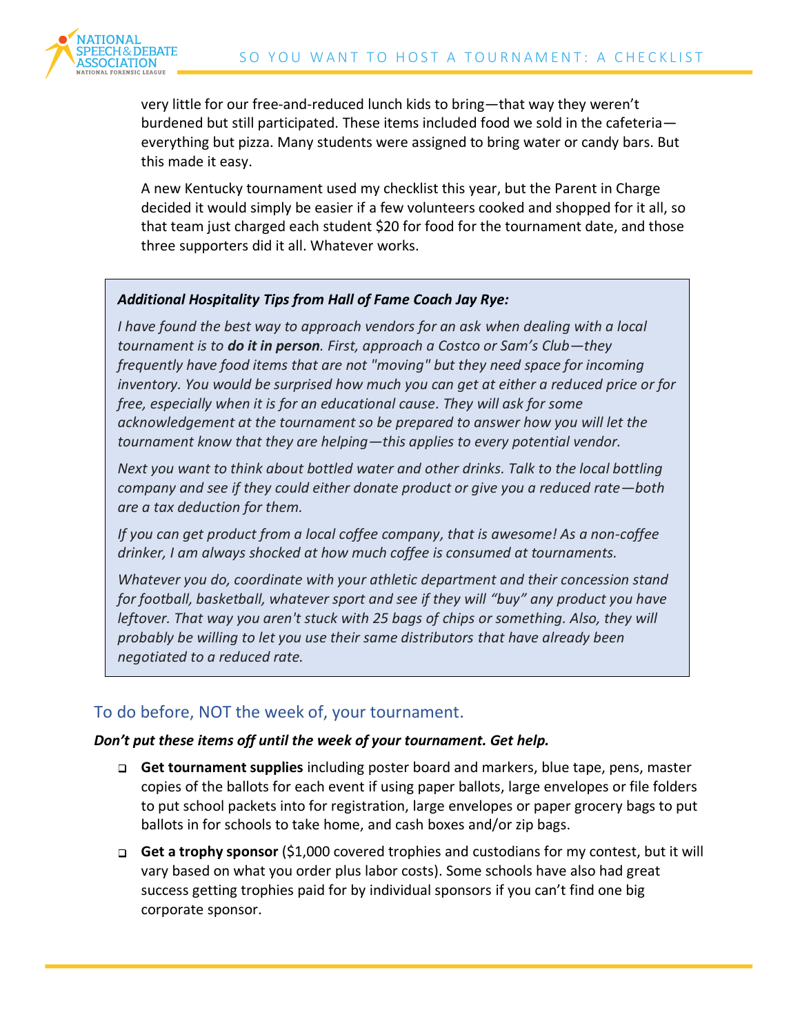very little for our free-and-reduced lunch kids to bring—that way they weren't burdened but still participated. These items included food we sold in the cafeteria—everything but pizza. Many students were assigned to bring water or candy bars. But this made it easy.

A new Kentucky tournament used my checklist this year, but the Parent in Charge decided it would simply be easier if a few volunteers cooked and shopped for it all, so that team just charged each student $20 for food for the tournament date, and those three supporters did it all. Whatever works.

> ***Additional Hospitality Tips from Hall of Fame Coach Jay Rye:***
>
> *I have found the best way to approach vendors for an ask when dealing with a local tournament is to **do it in person**. First, approach a Costco or Sam's Club—they frequently have food items that are not "moving" but they need space for incoming inventory. You would be surprised how much you can get at either a reduced price or for free, especially when it is for an educational cause. They will ask for some acknowledgement at the tournament so be prepared to answer how you will let the tournament know that they are helping—this applies to every potential vendor.*
>
> *Next you want to think about bottled water and other drinks. Talk to the local bottling company and see if they could either donate product or give you a reduced rate—both are a tax deduction for them.*
>
> *If you can get product from a local coffee company, that is awesome! As a non-coffee drinker, I am always shocked at how much coffee is consumed at tournaments.*
>
> *Whatever you do, coordinate with your athletic department and their concession stand for football, basketball, whatever sport and see if they will "buy" any product you have leftover. That way you aren't stuck with 25 bags of chips or something. Also, they will probably be willing to let you use their same distributors that have already been negotiated to a reduced rate.*

## To do before, NOT the week of, your tournament.

***Don't put these items off until the week of your tournament. Get help.***

- ❑ **Get tournament supplies** including poster board and markers, blue tape, pens, master copies of the ballots for each event if using paper ballots, large envelopes or file folders to put school packets into for registration, large envelopes or paper grocery bags to put ballots in for schools to take home, and cash boxes and/or zip bags.
- ❑ **Get a trophy sponsor** ($1,000 covered trophies and custodians for my contest, but it will vary based on what you order plus labor costs). Some schools have also had great success getting trophies paid for by individual sponsors if you can't find one big corporate sponsor.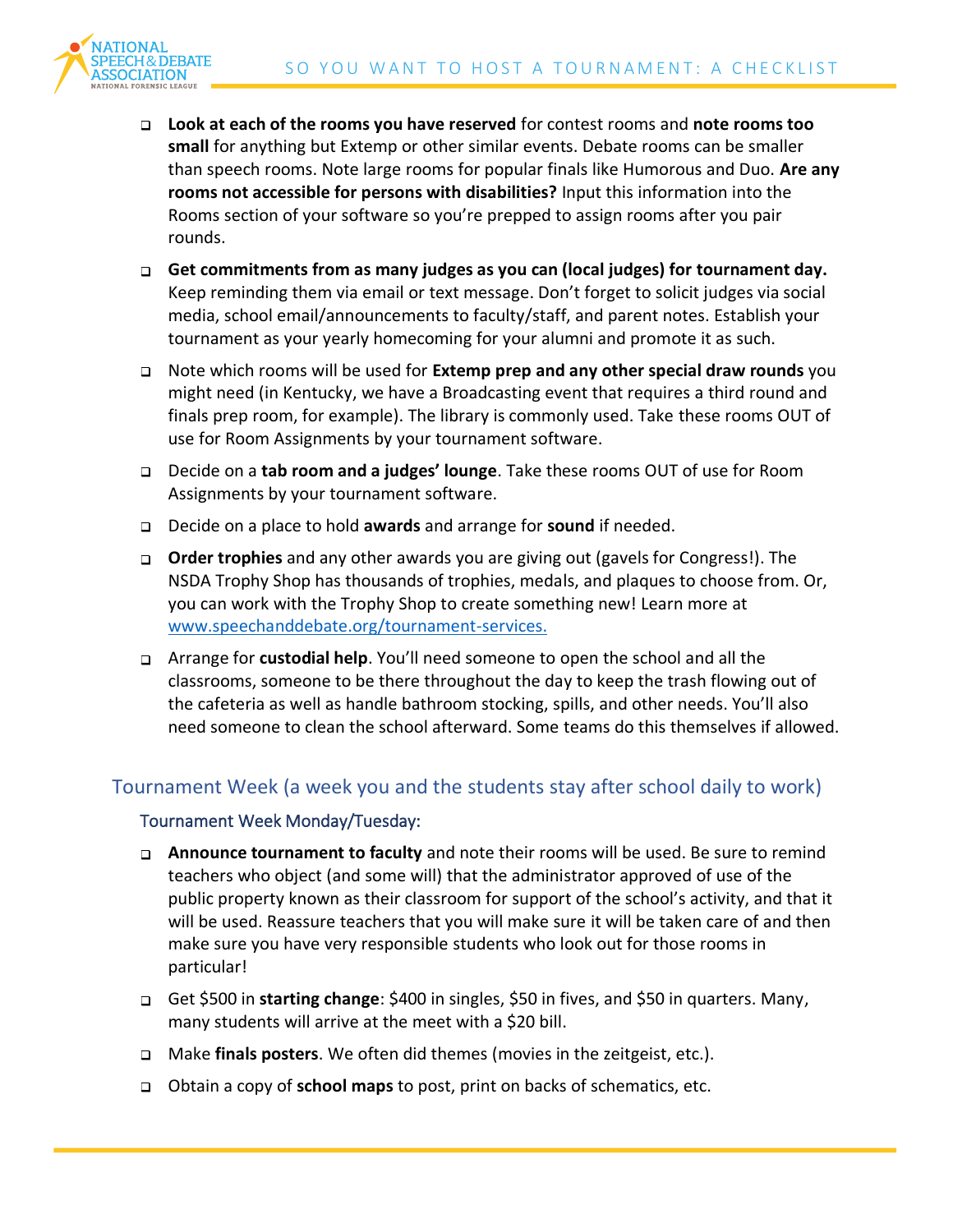- **Look at each of the rooms you have reserved** for contest rooms and **note rooms too small** for anything but Extemp or other similar events. Debate rooms can be smaller than speech rooms. Note large rooms for popular finals like Humorous and Duo. **Are any rooms not accessible for persons with disabilities?** Input this information into the Rooms section of your software so you're prepped to assign rooms after you pair rounds.
- **Get commitments from as many judges as you can (local judges) for tournament day.** Keep reminding them via email or text message. Don't forget to solicit judges via social media, school email/announcements to faculty/staff, and parent notes. Establish your tournament as your yearly homecoming for your alumni and promote it as such.
- Note which rooms will be used for **Extemp prep and any other special draw rounds** you might need (in Kentucky, we have a Broadcasting event that requires a third round and finals prep room, for example). The library is commonly used. Take these rooms OUT of use for Room Assignments by your tournament software.
- Decide on a **tab room and a judges' lounge**. Take these rooms OUT of use for Room Assignments by your tournament software.
- Decide on a place to hold **awards** and arrange for **sound** if needed.
- **Order trophies** and any other awards you are giving out (gavels for Congress!). The NSDA Trophy Shop has thousands of trophies, medals, and plaques to choose from. Or, you can work with the Trophy Shop to create something new! Learn more at [www.speechanddebate.org/tournament-services.](www.speechanddebate.org/tournament-services)
- Arrange for **custodial help**. You'll need someone to open the school and all the classrooms, someone to be there throughout the day to keep the trash flowing out of the cafeteria as well as handle bathroom stocking, spills, and other needs. You'll also need someone to clean the school afterward. Some teams do this themselves if allowed.

## Tournament Week (a week you and the students stay after school daily to work)

### Tournament Week Monday/Tuesday:

- **Announce tournament to faculty** and note their rooms will be used. Be sure to remind teachers who object (and some will) that the administrator approved of use of the public property known as their classroom for support of the school's activity, and that it will be used. Reassure teachers that you will make sure it will be taken care of and then make sure you have very responsible students who look out for those rooms in particular!
- Get $500 in **starting change**: $400 in singles, $50 in fives, and $50 in quarters. Many, many students will arrive at the meet with a $20 bill.
- Make **finals posters**. We often did themes (movies in the zeitgeist, etc.).
- Obtain a copy of **school maps** to post, print on backs of schematics, etc.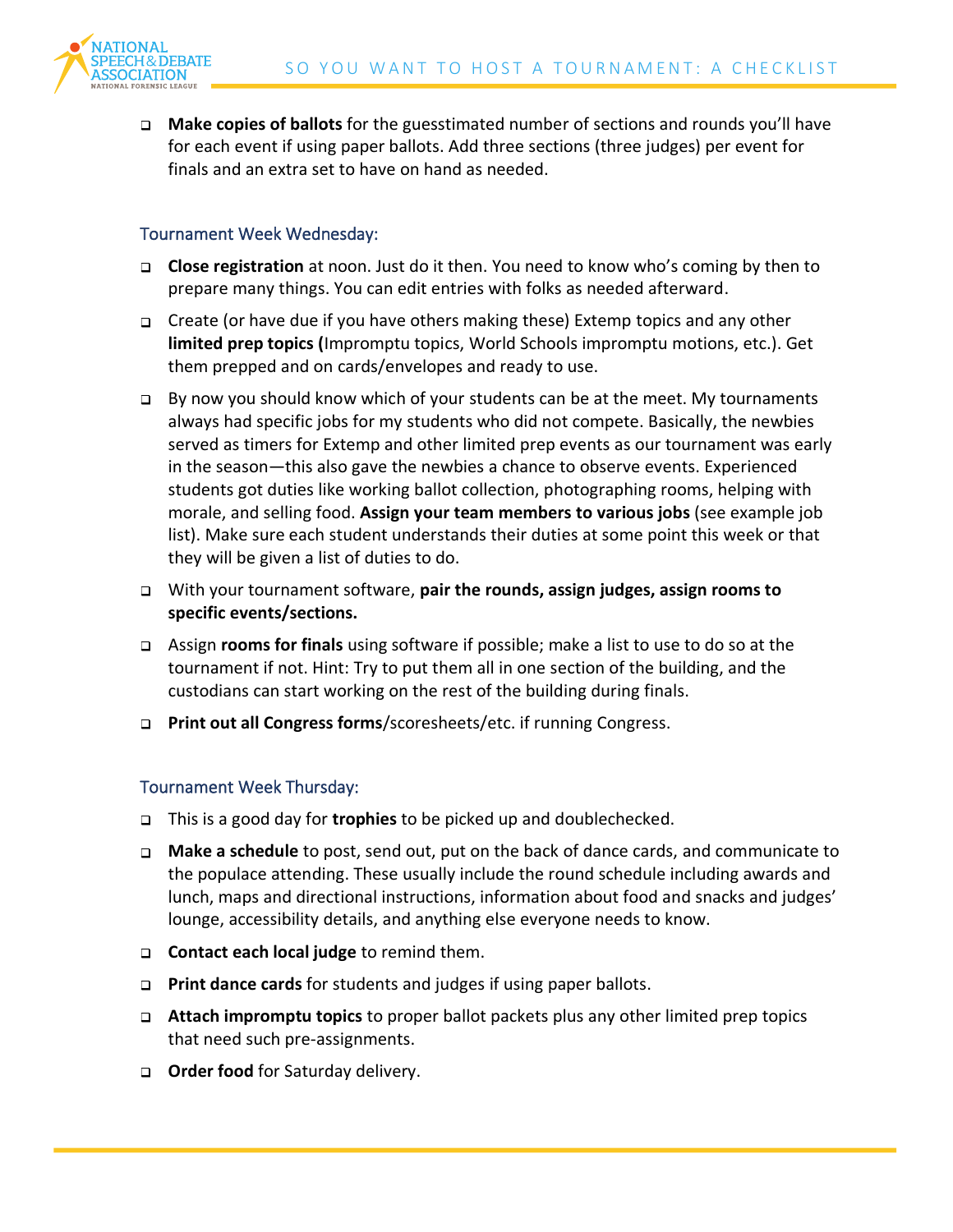- Make copies of ballots for the guesstimated number of sections and rounds you'll have for each event if using paper ballots. Add three sections (three judges) per event for finals and an extra set to have on hand as needed.

### Tournament Week Wednesday:

- **Close registration** at noon. Just do it then. You need to know who's coming by then to prepare many things. You can edit entries with folks as needed afterward.
- Create (or have due if you have others making these) Extemp topics and any other **limited prep topics (**Impromptu topics, World Schools impromptu motions, etc.). Get them prepped and on cards/envelopes and ready to use.
- By now you should know which of your students can be at the meet. My tournaments always had specific jobs for my students who did not compete. Basically, the newbies served as timers for Extemp and other limited prep events as our tournament was early in the season—this also gave the newbies a chance to observe events. Experienced students got duties like working ballot collection, photographing rooms, helping with morale, and selling food. **Assign your team members to various jobs** (see example job list). Make sure each student understands their duties at some point this week or that they will be given a list of duties to do.
- With your tournament software, **pair the rounds, assign judges, assign rooms to specific events/sections.**
- Assign **rooms for finals** using software if possible; make a list to use to do so at the tournament if not. Hint: Try to put them all in one section of the building, and the custodians can start working on the rest of the building during finals.
- **Print out all Congress forms**/scoresheets/etc. if running Congress.

### Tournament Week Thursday:

- This is a good day for **trophies** to be picked up and doublechecked.
- **Make a schedule** to post, send out, put on the back of dance cards, and communicate to the populace attending. These usually include the round schedule including awards and lunch, maps and directional instructions, information about food and snacks and judges' lounge, accessibility details, and anything else everyone needs to know.
- **Contact each local judge** to remind them.
- **Print dance cards** for students and judges if using paper ballots.
- **Attach impromptu topics** to proper ballot packets plus any other limited prep topics that need such pre-assignments.
- **Order food** for Saturday delivery.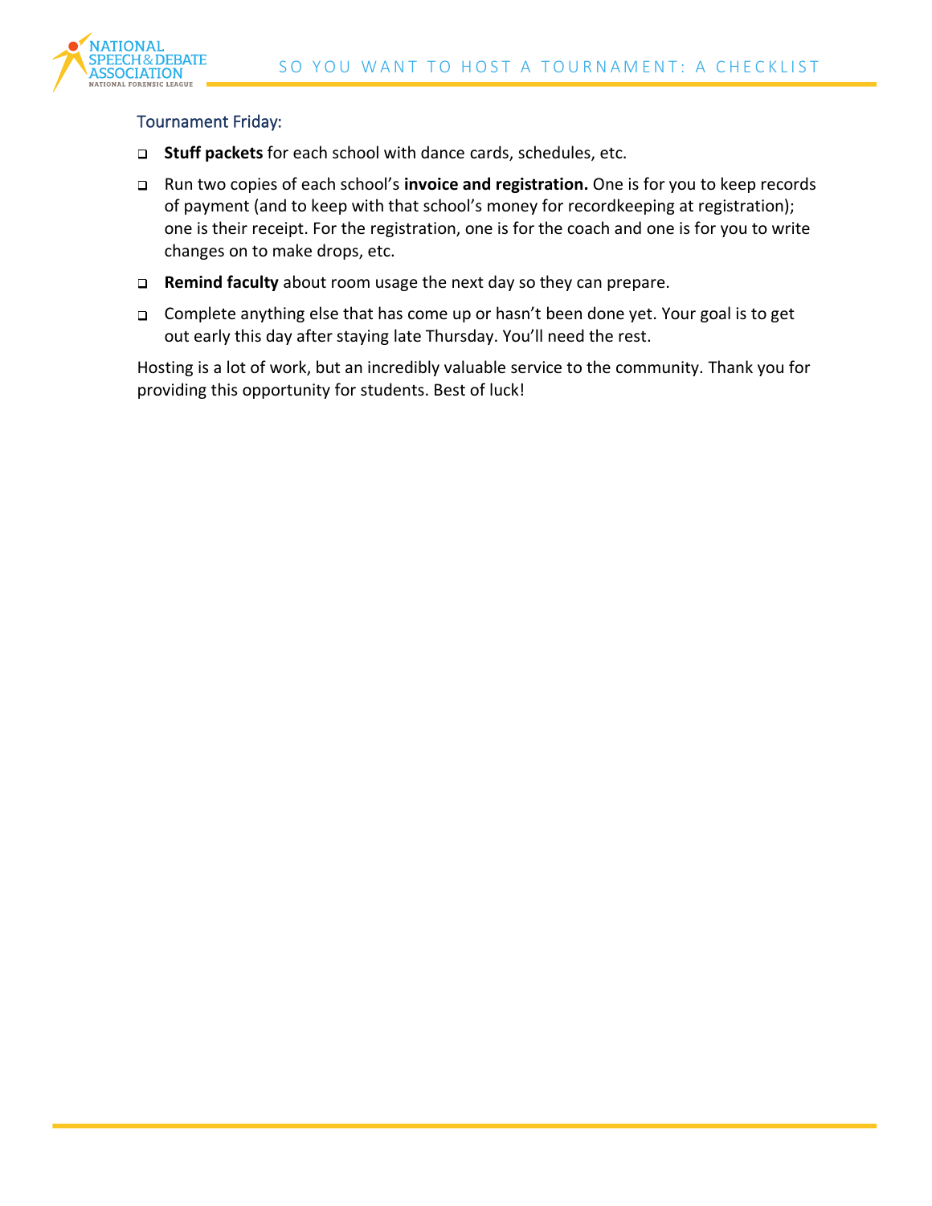### Tournament Friday:

- **Stuff packets** for each school with dance cards, schedules, etc.
- Run two copies of each school's **invoice and registration.** One is for you to keep records of payment (and to keep with that school's money for recordkeeping at registration); one is their receipt. For the registration, one is for the coach and one is for you to write changes on to make drops, etc.
- **Remind faculty** about room usage the next day so they can prepare.
- Complete anything else that has come up or hasn't been done yet. Your goal is to get out early this day after staying late Thursday. You'll need the rest.

Hosting is a lot of work, but an incredibly valuable service to the community. Thank you for providing this opportunity for students. Best of luck!